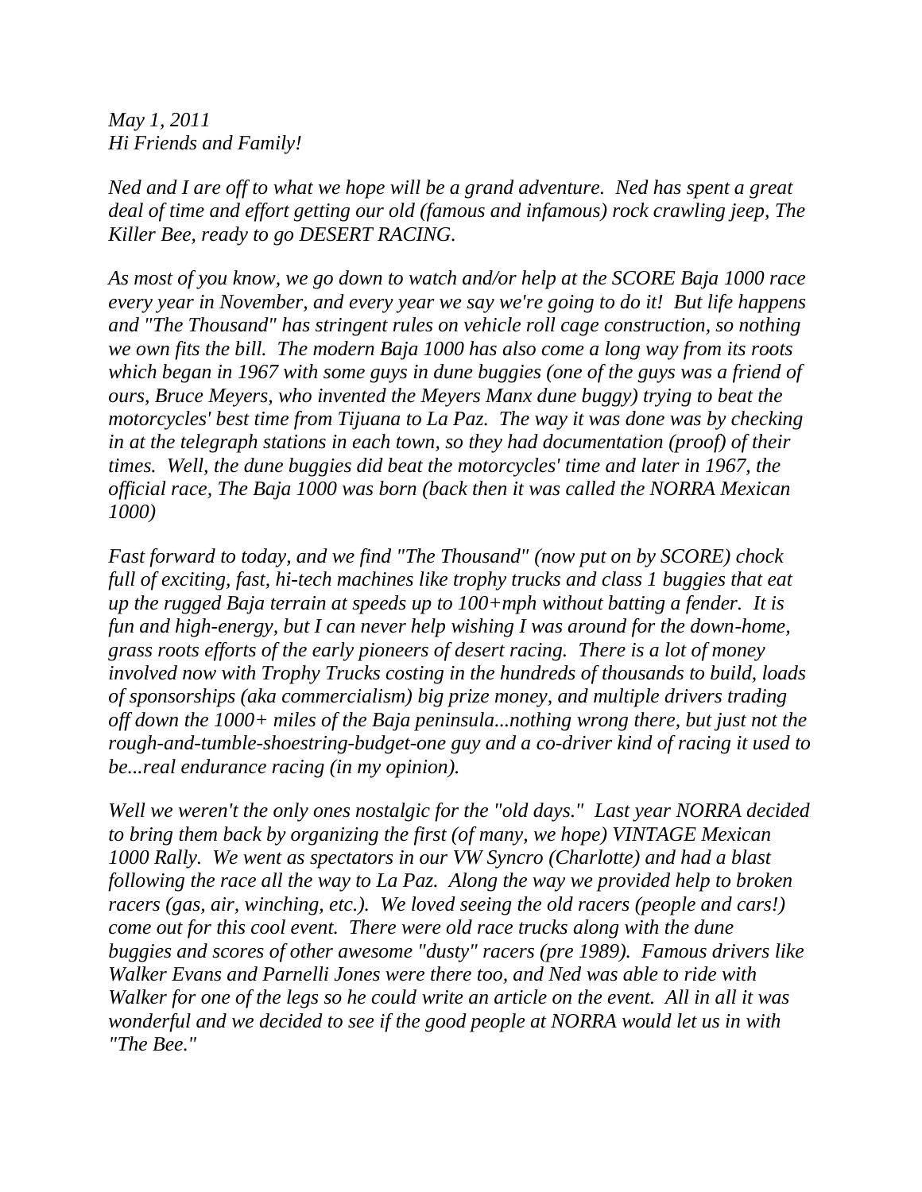*May 1, 2011*
*Hi Friends and Family!*

*Ned and I are off to what we hope will be a grand adventure. Ned has spent a great deal of time and effort getting our old (famous and infamous) rock crawling jeep, The Killer Bee, ready to go DESERT RACING.*

*As most of you know, we go down to watch and/or help at the SCORE Baja 1000 race every year in November, and every year we say we're going to do it! But life happens and "The Thousand" has stringent rules on vehicle roll cage construction, so nothing we own fits the bill. The modern Baja 1000 has also come a long way from its roots which began in 1967 with some guys in dune buggies (one of the guys was a friend of ours, Bruce Meyers, who invented the Meyers Manx dune buggy) trying to beat the motorcycles' best time from Tijuana to La Paz. The way it was done was by checking in at the telegraph stations in each town, so they had documentation (proof) of their times. Well, the dune buggies did beat the motorcycles' time and later in 1967, the official race, The Baja 1000 was born (back then it was called the NORRA Mexican 1000)*

*Fast forward to today, and we find "The Thousand" (now put on by SCORE) chock full of exciting, fast, hi-tech machines like trophy trucks and class 1 buggies that eat up the rugged Baja terrain at speeds up to 100+mph without batting a fender. It is fun and high-energy, but I can never help wishing I was around for the down-home, grass roots efforts of the early pioneers of desert racing. There is a lot of money involved now with Trophy Trucks costing in the hundreds of thousands to build, loads of sponsorships (aka commercialism) big prize money, and multiple drivers trading off down the 1000+ miles of the Baja peninsula...nothing wrong there, but just not the rough-and-tumble-shoestring-budget-one guy and a co-driver kind of racing it used to be...real endurance racing (in my opinion).*

*Well we weren't the only ones nostalgic for the "old days." Last year NORRA decided to bring them back by organizing the first (of many, we hope) VINTAGE Mexican 1000 Rally. We went as spectators in our VW Syncro (Charlotte) and had a blast following the race all the way to La Paz. Along the way we provided help to broken racers (gas, air, winching, etc.). We loved seeing the old racers (people and cars!) come out for this cool event. There were old race trucks along with the dune buggies and scores of other awesome "dusty" racers (pre 1989). Famous drivers like Walker Evans and Parnelli Jones were there too, and Ned was able to ride with Walker for one of the legs so he could write an article on the event. All in all it was wonderful and we decided to see if the good people at NORRA would let us in with "The Bee."*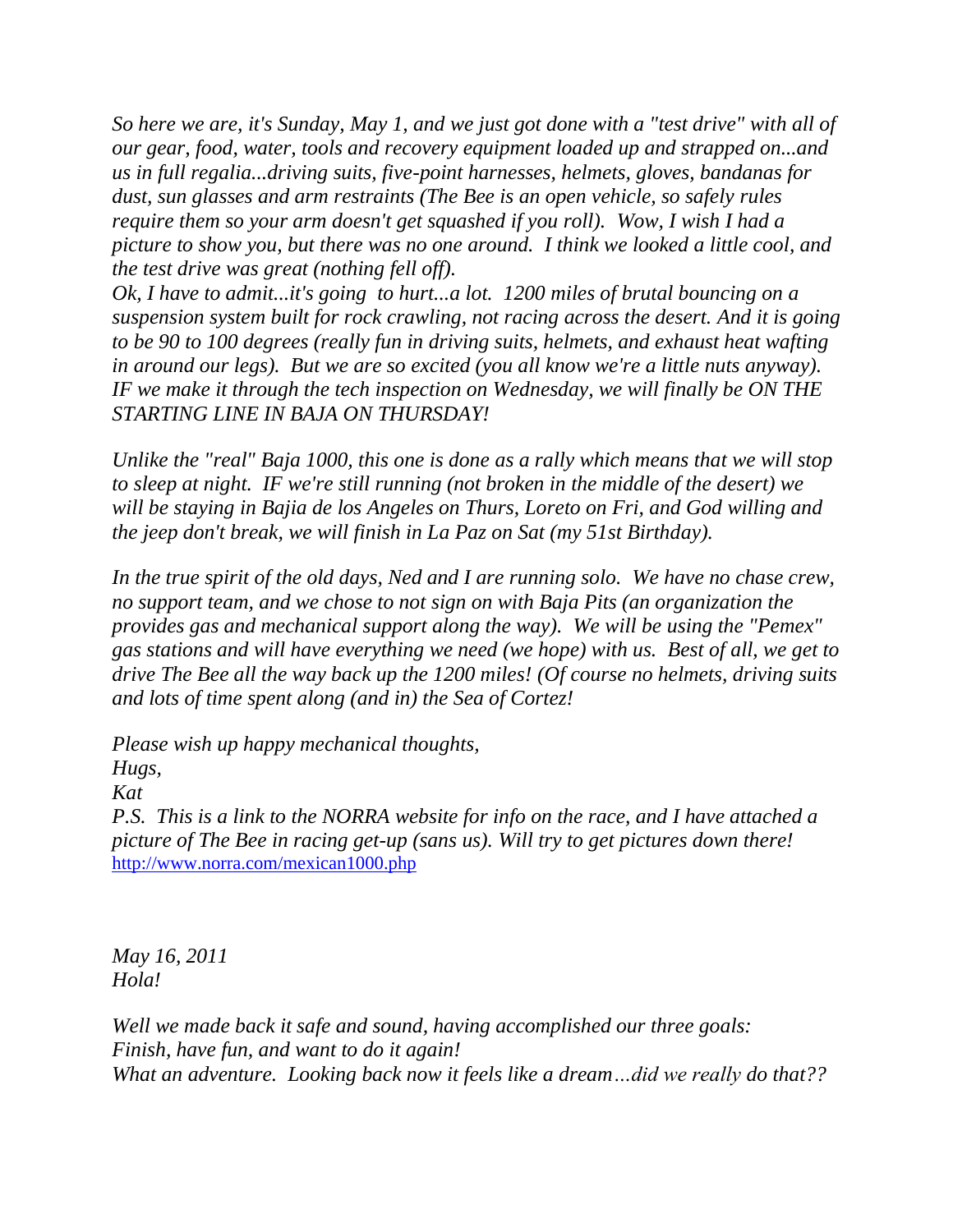*So here we are, it's Sunday, May 1, and we just got done with a "test drive" with all of our gear, food, water, tools and recovery equipment loaded up and strapped on...and us in full regalia...driving suits, five-point harnesses, helmets, gloves, bandanas for dust, sun glasses and arm restraints (The Bee is an open vehicle, so safely rules require them so your arm doesn't get squashed if you roll). Wow, I wish I had a picture to show you, but there was no one around. I think we looked a little cool, and the test drive was great (nothing fell off).*
*Ok, I have to admit...it's going to hurt...a lot. 1200 miles of brutal bouncing on a suspension system built for rock crawling, not racing across the desert. And it is going to be 90 to 100 degrees (really fun in driving suits, helmets, and exhaust heat wafting in around our legs). But we are so excited (you all know we're a little nuts anyway). IF we make it through the tech inspection on Wednesday, we will finally be ON THE STARTING LINE IN BAJA ON THURSDAY!*

*Unlike the "real" Baja 1000, this one is done as a rally which means that we will stop to sleep at night. IF we're still running (not broken in the middle of the desert) we will be staying in Bajia de los Angeles on Thurs, Loreto on Fri, and God willing and the jeep don't break, we will finish in La Paz on Sat (my 51st Birthday).*

*In the true spirit of the old days, Ned and I are running solo. We have no chase crew, no support team, and we chose to not sign on with Baja Pits (an organization the provides gas and mechanical support along the way). We will be using the "Pemex" gas stations and will have everything we need (we hope) with us. Best of all, we get to drive The Bee all the way back up the 1200 miles! (Of course no helmets, driving suits and lots of time spent along (and in) the Sea of Cortez!*

*Please wish up happy mechanical thoughts,*
*Hugs,*
*Kat*
*P.S. This is a link to the NORRA website for info on the race, and I have attached a picture of The Bee in racing get-up (sans us). Will try to get pictures down there!*
http://www.norra.com/mexican1000.php

*May 16, 2011*
*Hola!*

*Well we made back it safe and sound, having accomplished our three goals:*
*Finish, have fun, and want to do it again!*
*What an adventure. Looking back now it feels like a dream…did we really do that??*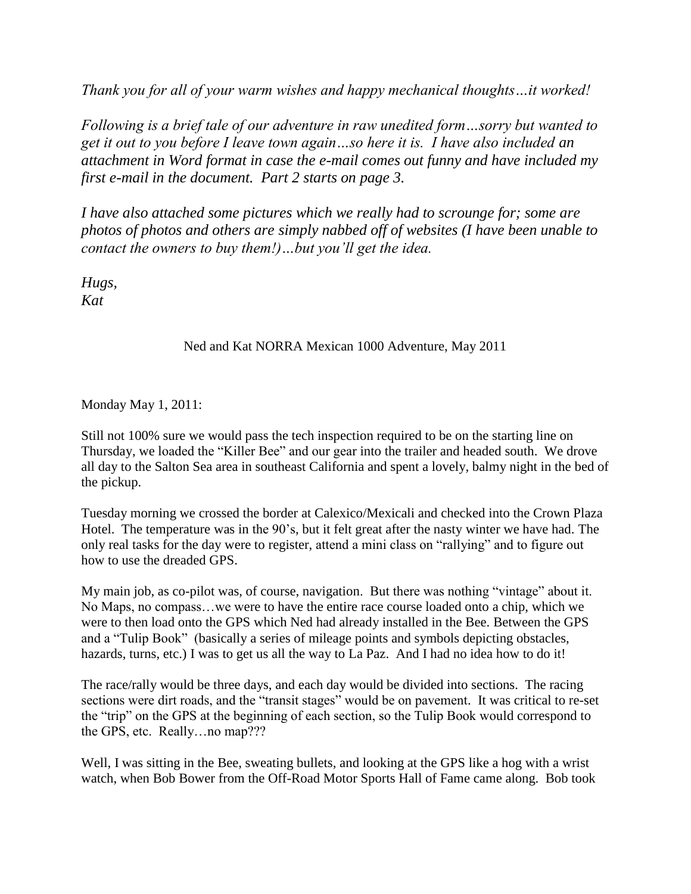*Thank you for all of your warm wishes and happy mechanical thoughts…it worked!*

*Following is a brief tale of our adventure in raw unedited form…sorry but wanted to get it out to you before I leave town again…so here it is. I have also included an attachment in Word format in case the e-mail comes out funny and have included my first e-mail in the document. Part 2 starts on page 3.*

*I have also attached some pictures which we really had to scrounge for; some are photos of photos and others are simply nabbed off of websites (I have been unable to contact the owners to buy them!)…but you'll get the idea.*

*Hugs,*
*Kat*

Ned and Kat NORRA Mexican 1000 Adventure, May 2011

Monday May 1, 2011:

Still not 100% sure we would pass the tech inspection required to be on the starting line on Thursday, we loaded the "Killer Bee" and our gear into the trailer and headed south. We drove all day to the Salton Sea area in southeast California and spent a lovely, balmy night in the bed of the pickup.

Tuesday morning we crossed the border at Calexico/Mexicali and checked into the Crown Plaza Hotel. The temperature was in the 90's, but it felt great after the nasty winter we have had. The only real tasks for the day were to register, attend a mini class on "rallying" and to figure out how to use the dreaded GPS.

My main job, as co-pilot was, of course, navigation. But there was nothing "vintage" about it. No Maps, no compass…we were to have the entire race course loaded onto a chip, which we were to then load onto the GPS which Ned had already installed in the Bee. Between the GPS and a "Tulip Book" (basically a series of mileage points and symbols depicting obstacles, hazards, turns, etc.) I was to get us all the way to La Paz. And I had no idea how to do it!

The race/rally would be three days, and each day would be divided into sections. The racing sections were dirt roads, and the "transit stages" would be on pavement. It was critical to re-set the "trip" on the GPS at the beginning of each section, so the Tulip Book would correspond to the GPS, etc. Really…no map???

Well, I was sitting in the Bee, sweating bullets, and looking at the GPS like a hog with a wrist watch, when Bob Bower from the Off-Road Motor Sports Hall of Fame came along. Bob took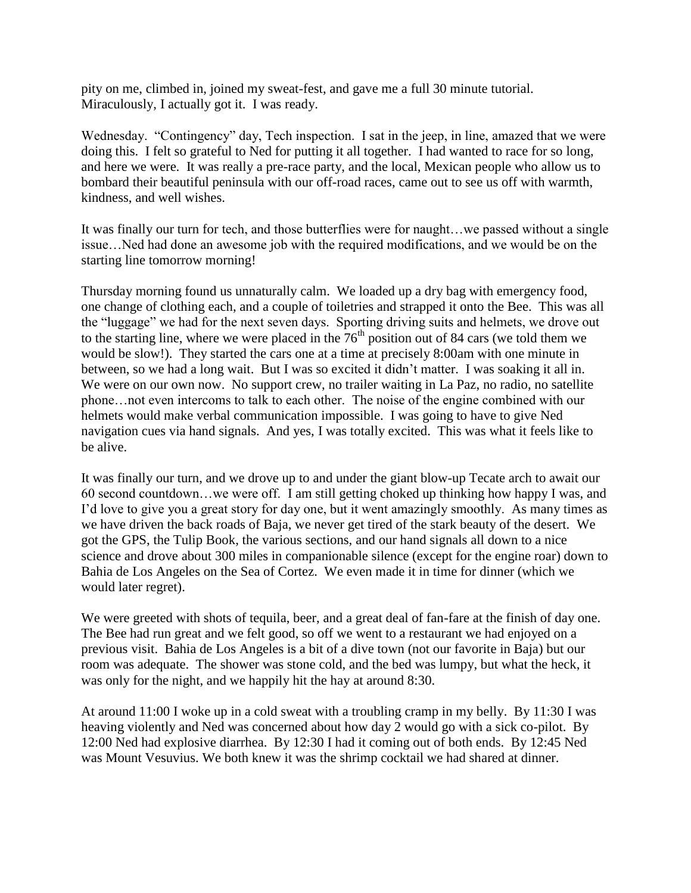pity on me, climbed in, joined my sweat-fest, and gave me a full 30 minute tutorial. Miraculously, I actually got it. I was ready.

Wednesday. "Contingency" day, Tech inspection. I sat in the jeep, in line, amazed that we were doing this. I felt so grateful to Ned for putting it all together. I had wanted to race for so long, and here we were. It was really a pre-race party, and the local, Mexican people who allow us to bombard their beautiful peninsula with our off-road races, came out to see us off with warmth, kindness, and well wishes.

It was finally our turn for tech, and those butterflies were for naught…we passed without a single issue…Ned had done an awesome job with the required modifications, and we would be on the starting line tomorrow morning!

Thursday morning found us unnaturally calm. We loaded up a dry bag with emergency food, one change of clothing each, and a couple of toiletries and strapped it onto the Bee. This was all the "luggage" we had for the next seven days. Sporting driving suits and helmets, we drove out to the starting line, where we were placed in the 76th position out of 84 cars (we told them we would be slow!). They started the cars one at a time at precisely 8:00am with one minute in between, so we had a long wait. But I was so excited it didn't matter. I was soaking it all in. We were on our own now. No support crew, no trailer waiting in La Paz, no radio, no satellite phone…not even intercoms to talk to each other. The noise of the engine combined with our helmets would make verbal communication impossible. I was going to have to give Ned navigation cues via hand signals. And yes, I was totally excited. This was what it feels like to be alive.

It was finally our turn, and we drove up to and under the giant blow-up Tecate arch to await our 60 second countdown…we were off. I am still getting choked up thinking how happy I was, and I'd love to give you a great story for day one, but it went amazingly smoothly. As many times as we have driven the back roads of Baja, we never get tired of the stark beauty of the desert. We got the GPS, the Tulip Book, the various sections, and our hand signals all down to a nice science and drove about 300 miles in companionable silence (except for the engine roar) down to Bahia de Los Angeles on the Sea of Cortez. We even made it in time for dinner (which we would later regret).

We were greeted with shots of tequila, beer, and a great deal of fan-fare at the finish of day one. The Bee had run great and we felt good, so off we went to a restaurant we had enjoyed on a previous visit. Bahia de Los Angeles is a bit of a dive town (not our favorite in Baja) but our room was adequate. The shower was stone cold, and the bed was lumpy, but what the heck, it was only for the night, and we happily hit the hay at around 8:30.

At around 11:00 I woke up in a cold sweat with a troubling cramp in my belly. By 11:30 I was heaving violently and Ned was concerned about how day 2 would go with a sick co-pilot. By 12:00 Ned had explosive diarrhea. By 12:30 I had it coming out of both ends. By 12:45 Ned was Mount Vesuvius. We both knew it was the shrimp cocktail we had shared at dinner.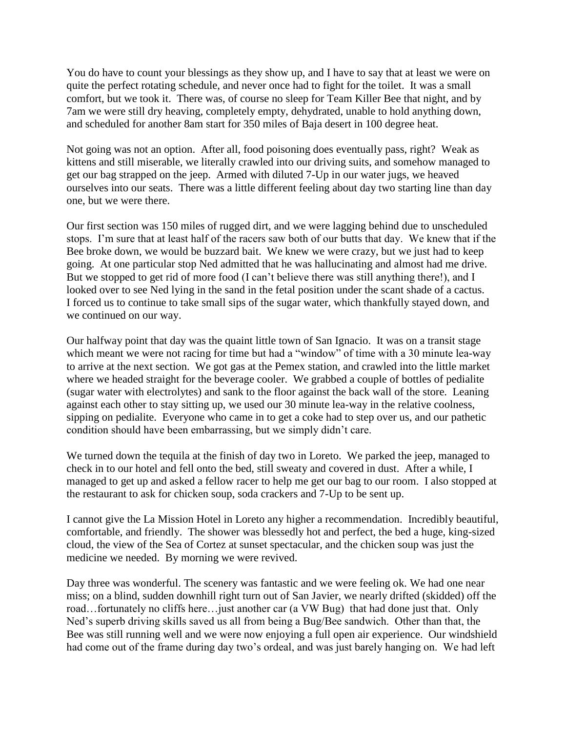You do have to count your blessings as they show up, and I have to say that at least we were on quite the perfect rotating schedule, and never once had to fight for the toilet. It was a small comfort, but we took it. There was, of course no sleep for Team Killer Bee that night, and by 7am we were still dry heaving, completely empty, dehydrated, unable to hold anything down, and scheduled for another 8am start for 350 miles of Baja desert in 100 degree heat.

Not going was not an option. After all, food poisoning does eventually pass, right? Weak as kittens and still miserable, we literally crawled into our driving suits, and somehow managed to get our bag strapped on the jeep. Armed with diluted 7-Up in our water jugs, we heaved ourselves into our seats. There was a little different feeling about day two starting line than day one, but we were there.

Our first section was 150 miles of rugged dirt, and we were lagging behind due to unscheduled stops. I'm sure that at least half of the racers saw both of our butts that day. We knew that if the Bee broke down, we would be buzzard bait. We knew we were crazy, but we just had to keep going. At one particular stop Ned admitted that he was hallucinating and almost had me drive. But we stopped to get rid of more food (I can't believe there was still anything there!), and I looked over to see Ned lying in the sand in the fetal position under the scant shade of a cactus. I forced us to continue to take small sips of the sugar water, which thankfully stayed down, and we continued on our way.

Our halfway point that day was the quaint little town of San Ignacio. It was on a transit stage which meant we were not racing for time but had a "window" of time with a 30 minute lea-way to arrive at the next section. We got gas at the Pemex station, and crawled into the little market where we headed straight for the beverage cooler. We grabbed a couple of bottles of pedialite (sugar water with electrolytes) and sank to the floor against the back wall of the store. Leaning against each other to stay sitting up, we used our 30 minute lea-way in the relative coolness, sipping on pedialite. Everyone who came in to get a coke had to step over us, and our pathetic condition should have been embarrassing, but we simply didn't care.

We turned down the tequila at the finish of day two in Loreto. We parked the jeep, managed to check in to our hotel and fell onto the bed, still sweaty and covered in dust. After a while, I managed to get up and asked a fellow racer to help me get our bag to our room. I also stopped at the restaurant to ask for chicken soup, soda crackers and 7-Up to be sent up.

I cannot give the La Mission Hotel in Loreto any higher a recommendation. Incredibly beautiful, comfortable, and friendly. The shower was blessedly hot and perfect, the bed a huge, king-sized cloud, the view of the Sea of Cortez at sunset spectacular, and the chicken soup was just the medicine we needed. By morning we were revived.

Day three was wonderful. The scenery was fantastic and we were feeling ok. We had one near miss; on a blind, sudden downhill right turn out of San Javier, we nearly drifted (skidded) off the road…fortunately no cliffs here…just another car (a VW Bug) that had done just that. Only Ned's superb driving skills saved us all from being a Bug/Bee sandwich. Other than that, the Bee was still running well and we were now enjoying a full open air experience. Our windshield had come out of the frame during day two's ordeal, and was just barely hanging on. We had left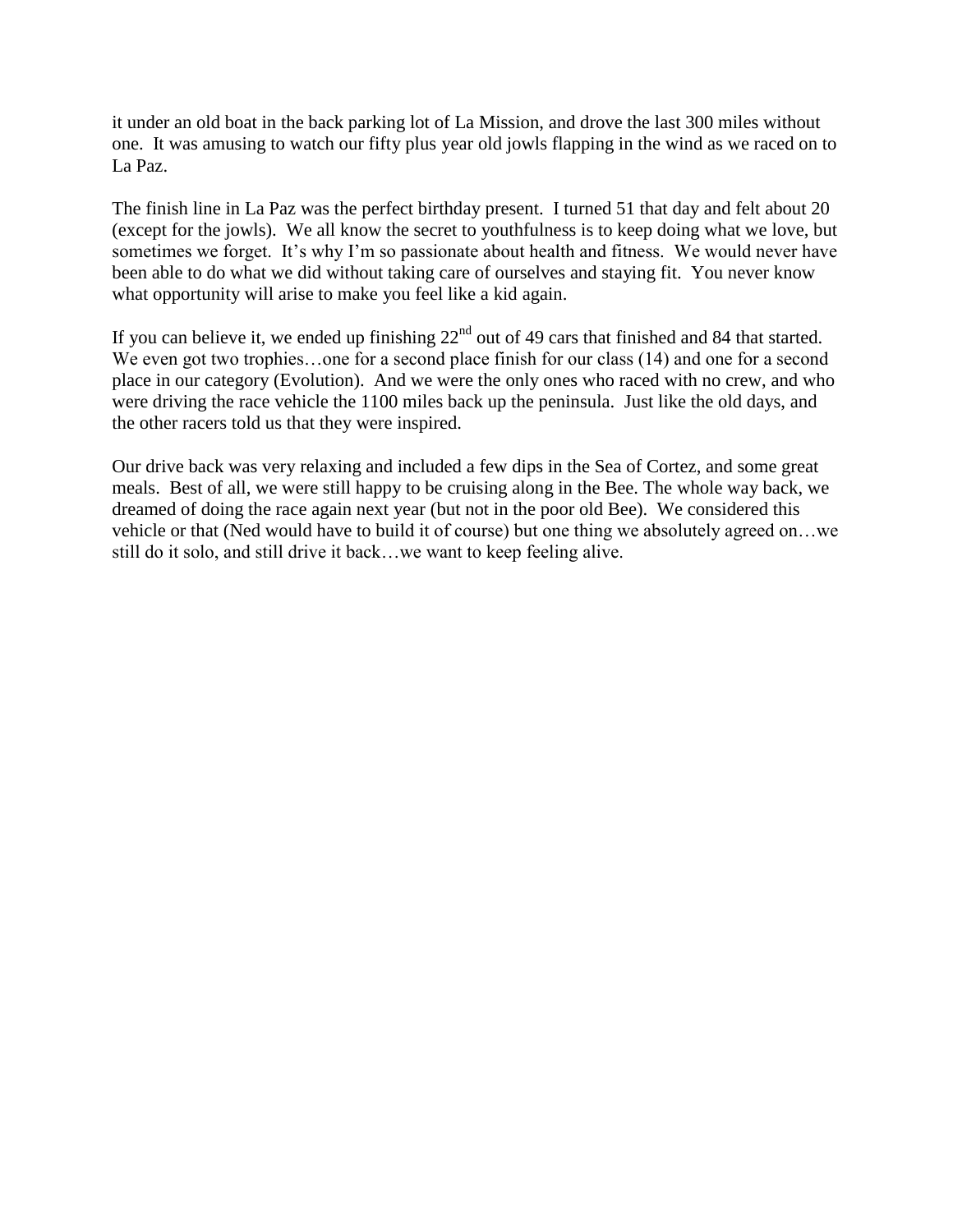it under an old boat in the back parking lot of La Mission, and drove the last 300 miles without one. It was amusing to watch our fifty plus year old jowls flapping in the wind as we raced on to La Paz.

The finish line in La Paz was the perfect birthday present. I turned 51 that day and felt about 20 (except for the jowls). We all know the secret to youthfulness is to keep doing what we love, but sometimes we forget. It's why I'm so passionate about health and fitness. We would never have been able to do what we did without taking care of ourselves and staying fit. You never know what opportunity will arise to make you feel like a kid again.

If you can believe it, we ended up finishing 22nd out of 49 cars that finished and 84 that started. We even got two trophies…one for a second place finish for our class (14) and one for a second place in our category (Evolution). And we were the only ones who raced with no crew, and who were driving the race vehicle the 1100 miles back up the peninsula. Just like the old days, and the other racers told us that they were inspired.

Our drive back was very relaxing and included a few dips in the Sea of Cortez, and some great meals. Best of all, we were still happy to be cruising along in the Bee. The whole way back, we dreamed of doing the race again next year (but not in the poor old Bee). We considered this vehicle or that (Ned would have to build it of course) but one thing we absolutely agreed on…we still do it solo, and still drive it back…we want to keep feeling alive.